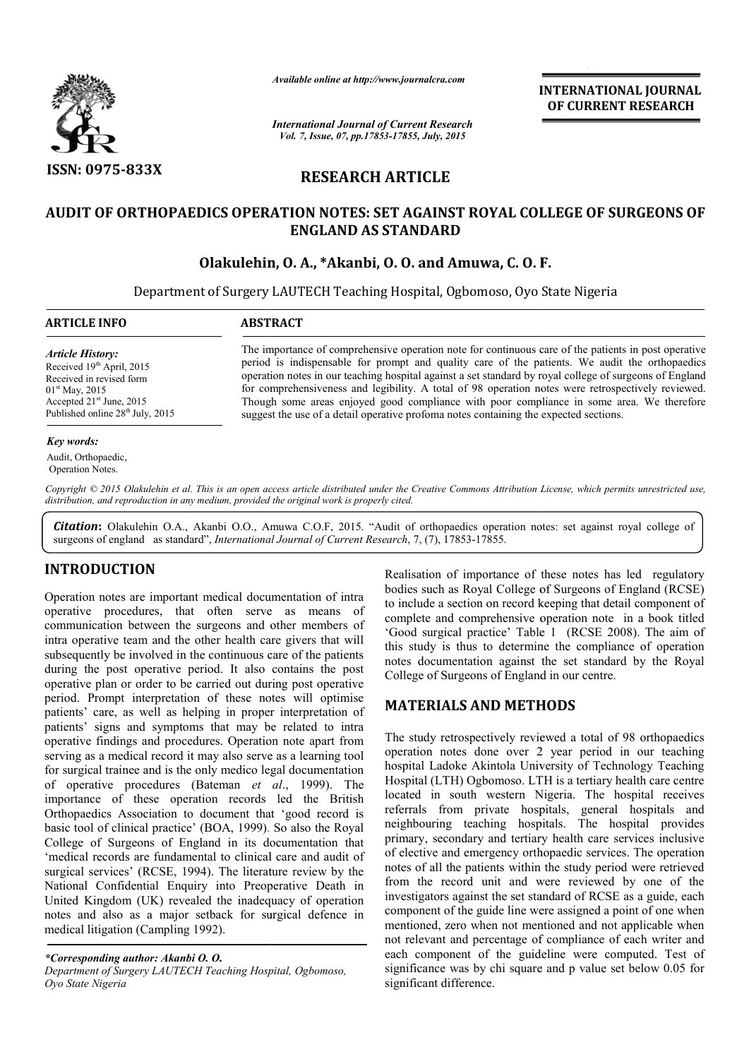*Available online at http://www.journalcra.com*

*International Journal of Current Research*
*Vol. 7, Issue, 07, pp.17853-17855, July, 2015*

**INTERNATIONAL JOURNAL OF CURRENT RESEARCH**

**ISSN: 0975-833X**

## RESEARCH ARTICLE

# AUDIT OF ORTHOPAEDICS OPERATION NOTES: SET AGAINST ROYAL COLLEGE OF SURGEONS OF ENGLAND AS STANDARD

**Olakulehin, O. A., \*Akanbi, O. O. and Amuwa, C. O. F.**

Department of Surgery LAUTECH Teaching Hospital, Ogbomoso, Oyo State Nigeria

**ARTICLE INFO**

*Article History:*
Received 19th April, 2015
Received in revised form 01st May, 2015
Accepted 21st June, 2015
Published online 28th July, 2015

*Key words:*
Audit, Orthopaedic,
Operation Notes.

**ABSTRACT**

The importance of comprehensive operation note for continuous care of the patients in post operative period is indispensable for prompt and quality care of the patients. We audit the orthopaedics operation notes in our teaching hospital against a set standard by royal college of surgeons of England for comprehensiveness and legibility. A total of 98 operation notes were retrospectively reviewed. Though some areas enjoyed good compliance with poor compliance in some area. We therefore suggest the use of a detail operative profoma notes containing the expected sections.

*Copyright © 2015 Olakulehin et al. This is an open access article distributed under the Creative Commons Attribution License, which permits unrestricted use, distribution, and reproduction in any medium, provided the original work is properly cited.*

***Citation*:** Olakulehin O.A., Akanbi O.O., Amuwa C.O.F, 2015. "Audit of orthopaedics operation notes: set against royal college of surgeons of england as standard", *International Journal of Current Research*, 7, (7), 17853-17855.

## INTRODUCTION

Operation notes are important medical documentation of intra operative procedures, that often serve as means of communication between the surgeons and other members of intra operative team and the other health care givers that will subsequently be involved in the continuous care of the patients during the post operative period. It also contains the post operative plan or order to be carried out during post operative period. Prompt interpretation of these notes will optimise patients' care, as well as helping in proper interpretation of patients' signs and symptoms that may be related to intra operative findings and procedures. Operation note apart from serving as a medical record it may also serve as a learning tool for surgical trainee and is the only medico legal documentation of operative procedures (Bateman *et al*., 1999). The importance of these operation records led the British Orthopaedics Association to document that 'good record is basic tool of clinical practice' (BOA, 1999). So also the Royal College of Surgeons of England in its documentation that 'medical records are fundamental to clinical care and audit of surgical services' (RCSE, 1994). The literature review by the National Confidential Enquiry into Preoperative Death in United Kingdom (UK) revealed the inadequacy of operation notes and also as a major setback for surgical defence in medical litigation (Campling 1992).

Realisation of importance of these notes has led regulatory bodies such as Royal College of Surgeons of England (RCSE) to include a section on record keeping that detail component of complete and comprehensive operation note in a book titled 'Good surgical practice' Table 1 (RCSE 2008). The aim of this study is thus to determine the compliance of operation notes documentation against the set standard by the Royal College of Surgeons of England in our centre.

## MATERIALS AND METHODS

The study retrospectively reviewed a total of 98 orthopaedics operation notes done over 2 year period in our teaching hospital Ladoke Akintola University of Technology Teaching Hospital (LTH) Ogbomoso. LTH is a tertiary health care centre located in south western Nigeria. The hospital receives referrals from private hospitals, general hospitals and neighbouring teaching hospitals. The hospital provides primary, secondary and tertiary health care services inclusive of elective and emergency orthopaedic services. The operation notes of all the patients within the study period were retrieved from the record unit and were reviewed by one of the investigators against the set standard of RCSE as a guide, each component of the guide line were assigned a point of one when mentioned, zero when not mentioned and not applicable when not relevant and percentage of compliance of each writer and each component of the guideline were computed. Test of significance was by chi square and p value set below 0.05 for significant difference.

\**Corresponding author: Akanbi O. O.*
*Department of Surgery LAUTECH Teaching Hospital, Ogbomoso, Oyo State Nigeria*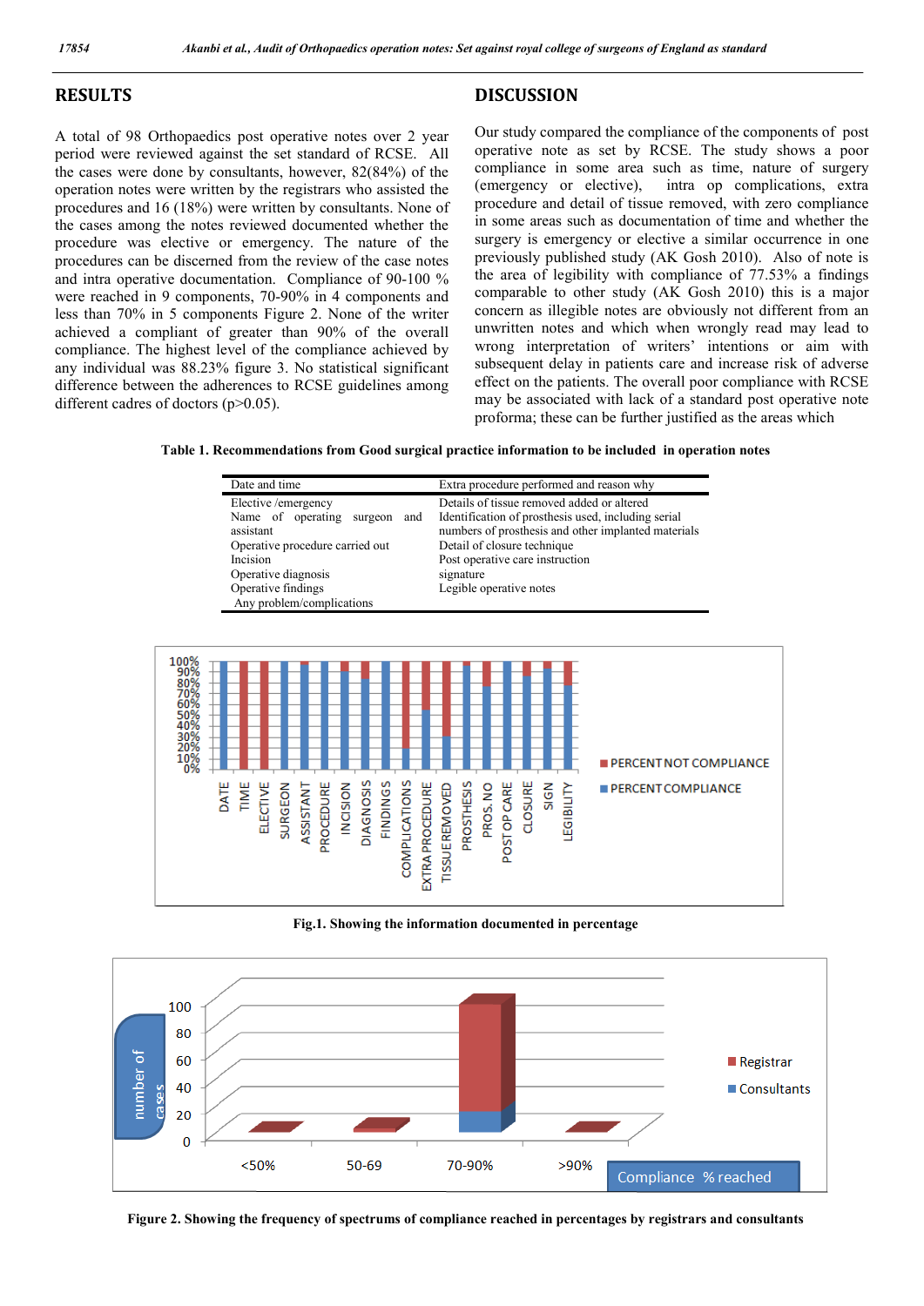## RESULTS

A total of 98 Orthopaedics post operative notes over 2 year period were reviewed against the set standard of RCSE. All the cases were done by consultants, however, 82(84%) of the operation notes were written by the registrars who assisted the procedures and 16 (18%) were written by consultants. None of the cases among the notes reviewed documented whether the procedure was elective or emergency. The nature of the procedures can be discerned from the review of the case notes and intra operative documentation. Compliance of 90-100 % were reached in 9 components, 70-90% in 4 components and less than 70% in 5 components Figure 2. None of the writer achieved a compliant of greater than 90% of the overall compliance. The highest level of the compliance achieved by any individual was 88.23% figure 3. No statistical significant difference between the adherences to RCSE guidelines among different cadres of doctors (p>0.05).

## DISCUSSION

Our study compared the compliance of the components of post operative note as set by RCSE. The study shows a poor compliance in some area such as time, nature of surgery (emergency or elective), intra op complications, extra procedure and detail of tissue removed, with zero compliance in some areas such as documentation of time and whether the surgery is emergency or elective a similar occurrence in one previously published study (AK Gosh 2010). Also of note is the area of legibility with compliance of 77.53% a findings comparable to other study (AK Gosh 2010) this is a major concern as illegible notes are obviously not different from an unwritten notes and which when wrongly read may lead to wrong interpretation of writers' intentions or aim with subsequent delay in patients care and increase risk of adverse effect on the patients. The overall poor compliance with RCSE may be associated with lack of a standard post operative note proforma; these can be further justified as the areas which

**Table 1. Recommendations from Good surgical practice information to be included in operation notes**

| Date and time | Extra procedure performed and reason why |
|---|---|
| Elective /emergency | Details of tissue removed added or altered |
| Name of operating surgeon and assistant | Identification of prosthesis used, including serial numbers of prosthesis and other implanted materials |
| Operative procedure carried out | Detail of closure technique |
| Incision | Post operative care instruction |
| Operative diagnosis | signature |
| Operative findings | Legible operative notes |
| Any problem/complications | |

100%
90%
80%
70%
60%
50%
40%
30%
20%
10%
0%

DATE
TIME
ELECTIVE
SURGEON
ASSISTANT
PROCEDURE
INCISION
DIAGNOSIS
FINDINGS
COMPLICATIONS
EXTRA PROCEDURE
TISSUE REMOVED
PROSTHESIS
PROS. NO
POST OP CARE
CLOSURE
SIGN
LEGIBILITY

PERCENT NOT COMPLIANCE
PERCENT COMPLIANCE

**Fig.1. Showing the information documented in percentage**

number of cases
100
80
60
40
20
0

<50%
50-69
70-90%
>90%

Registrar
Consultants

Compliance % reached

**Figure 2. Showing the frequency of spectrums of compliance reached in percentages by registrars and consultants**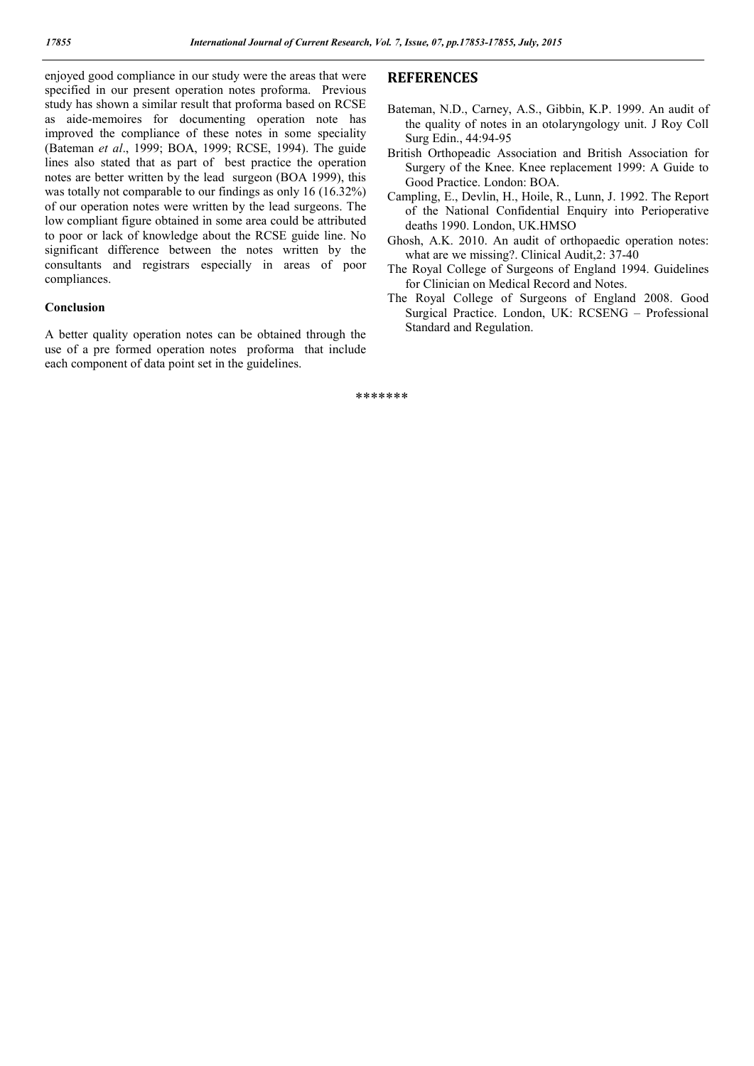enjoyed good compliance in our study were the areas that were specified in our present operation notes proforma. Previous study has shown a similar result that proforma based on RCSE as aide-memoires for documenting operation note has improved the compliance of these notes in some speciality (Bateman *et al*., 1999; BOA, 1999; RCSE, 1994). The guide lines also stated that as part of best practice the operation notes are better written by the lead surgeon (BOA 1999), this was totally not comparable to our findings as only 16 (16.32%) of our operation notes were written by the lead surgeons. The low compliant figure obtained in some area could be attributed to poor or lack of knowledge about the RCSE guide line. No significant difference between the notes written by the consultants and registrars especially in areas of poor compliances.

### Conclusion

A better quality operation notes can be obtained through the use of a pre formed operation notes proforma that include each component of data point set in the guidelines.

## REFERENCES

Bateman, N.D., Carney, A.S., Gibbin, K.P. 1999. An audit of the quality of notes in an otolaryngology unit. J Roy Coll Surg Edin., 44:94-95

British Orthopeadic Association and British Association for Surgery of the Knee. Knee replacement 1999: A Guide to Good Practice. London: BOA.

Campling, E., Devlin, H., Hoile, R., Lunn, J. 1992. The Report of the National Confidential Enquiry into Perioperative deaths 1990. London, UK.HMSO

Ghosh, A.K. 2010. An audit of orthopaedic operation notes: what are we missing?. Clinical Audit,2: 37-40

The Royal College of Surgeons of England 1994. Guidelines for Clinician on Medical Record and Notes.

The Royal College of Surgeons of England 2008. Good Surgical Practice. London, UK: RCSENG – Professional Standard and Regulation.

\*\*\*\*\*\*\*